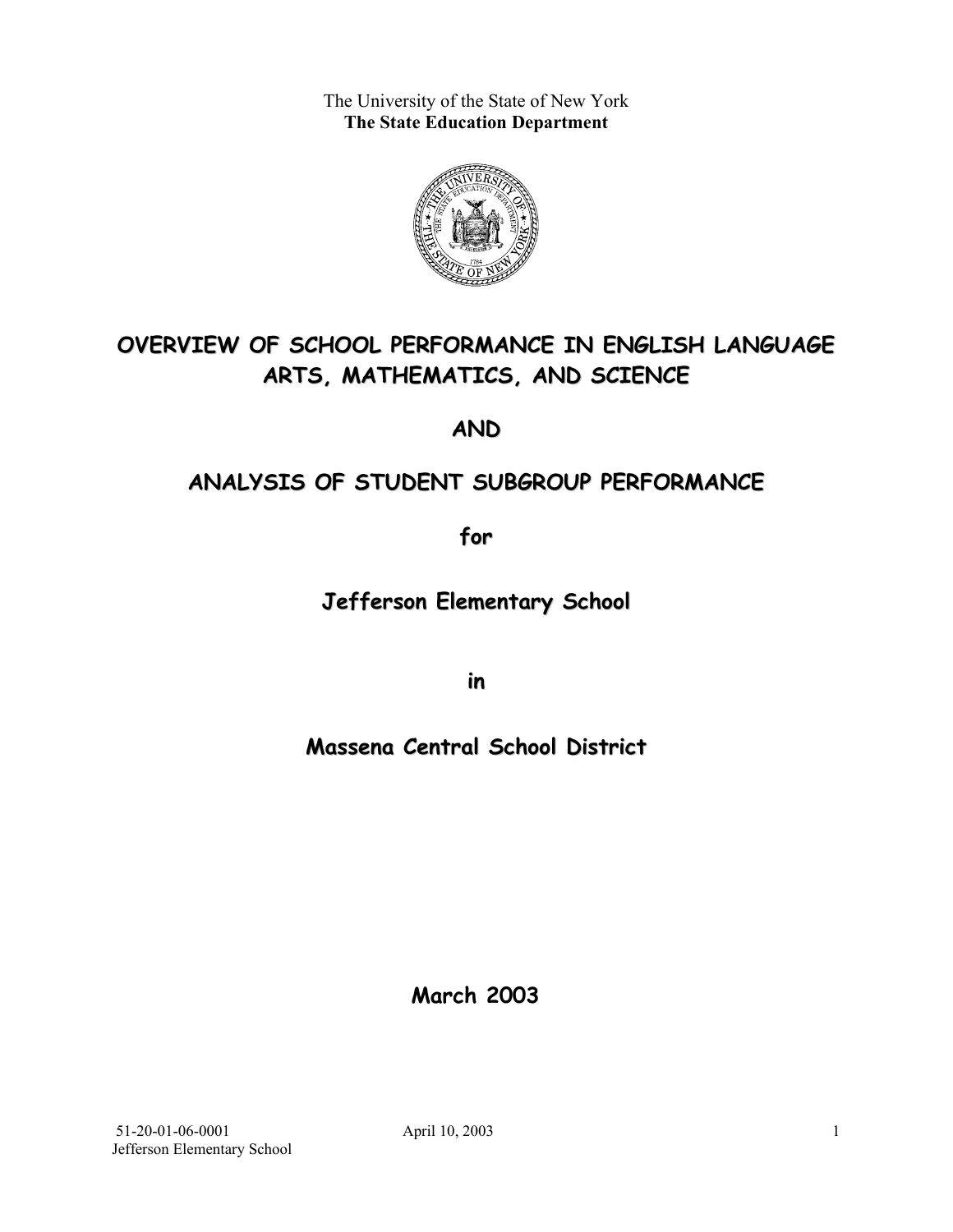The University of the State of New York
**The State Education Department**

# OVERVIEW OF SCHOOL PERFORMANCE IN ENGLISH LANGUAGE ARTS, MATHEMATICS, AND SCIENCE

# AND

# ANALYSIS OF STUDENT SUBGROUP PERFORMANCE

## for

## Jefferson Elementary School

## in

## Massena Central School District

**March 2003**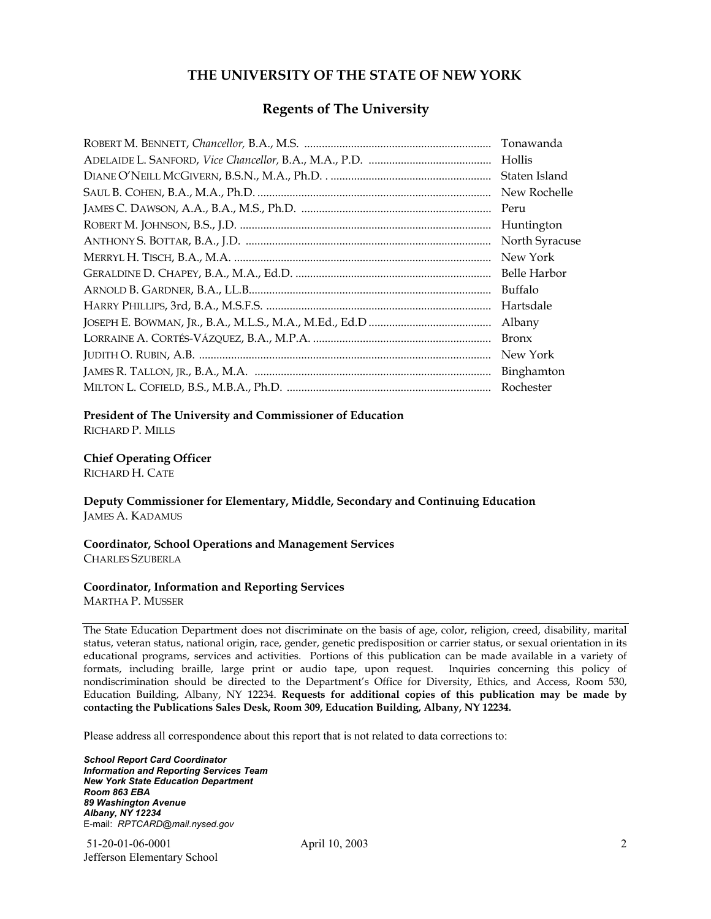## THE UNIVERSITY OF THE STATE OF NEW YORK

### Regents of The University

| | |
|---|---|
| ROBERT M. BENNETT, *Chancellor,* B.A., M.S. | Tonawanda |
| ADELAIDE L. SANFORD, *Vice Chancellor,* B.A., M.A., P.D. | Hollis |
| DIANE O'NEILL MCGIVERN, B.S.N., M.A., Ph.D. | Staten Island |
| SAUL B. COHEN, B.A., M.A., Ph.D. | New Rochelle |
| JAMES C. DAWSON, A.A., B.A., M.S., Ph.D. | Peru |
| ROBERT M. JOHNSON, B.S., J.D. | Huntington |
| ANTHONY S. BOTTAR, B.A., J.D. | North Syracuse |
| MERRYL H. TISCH, B.A., M.A. | New York |
| GERALDINE D. CHAPEY, B.A., M.A., Ed.D. | Belle Harbor |
| ARNOLD B. GARDNER, B.A., LL.B. | Buffalo |
| HARRY PHILLIPS, 3rd, B.A., M.S.F.S. | Hartsdale |
| JOSEPH E. BOWMAN, JR., B.A., M.L.S., M.A., M.Ed., Ed.D | Albany |
| LORRAINE A. CORTÉS-VÁZQUEZ, B.A., M.P.A. | Bronx |
| JUDITH O. RUBIN, A.B. | New York |
| JAMES R. TALLON, JR., B.A., M.A. | Binghamton |
| MILTON L. COFIELD, B.S., M.B.A., Ph.D. | Rochester |

**President of The University and Commissioner of Education**
RICHARD P. MILLS

**Chief Operating Officer**
RICHARD H. CATE

**Deputy Commissioner for Elementary, Middle, Secondary and Continuing Education**
JAMES A. KADAMUS

**Coordinator, School Operations and Management Services**
CHARLES SZUBERLA

**Coordinator, Information and Reporting Services**
MARTHA P. MUSSER

---

The State Education Department does not discriminate on the basis of age, color, religion, creed, disability, marital status, veteran status, national origin, race, gender, genetic predisposition or carrier status, or sexual orientation in its educational programs, services and activities. Portions of this publication can be made available in a variety of formats, including braille, large print or audio tape, upon request. Inquiries concerning this policy of nondiscrimination should be directed to the Department's Office for Diversity, Ethics, and Access, Room 530, Education Building, Albany, NY 12234. **Requests for additional copies of this publication may be made by contacting the Publications Sales Desk, Room 309, Education Building, Albany, NY 12234.**

Please address all correspondence about this report that is not related to data corrections to:

***School Report Card Coordinator***
***Information and Reporting Services Team***
***New York State Education Department***
***Room 863 EBA***
***89 Washington Avenue***
***Albany, NY 12234***
E-mail: *RPTCARD@mail.nysed.gov*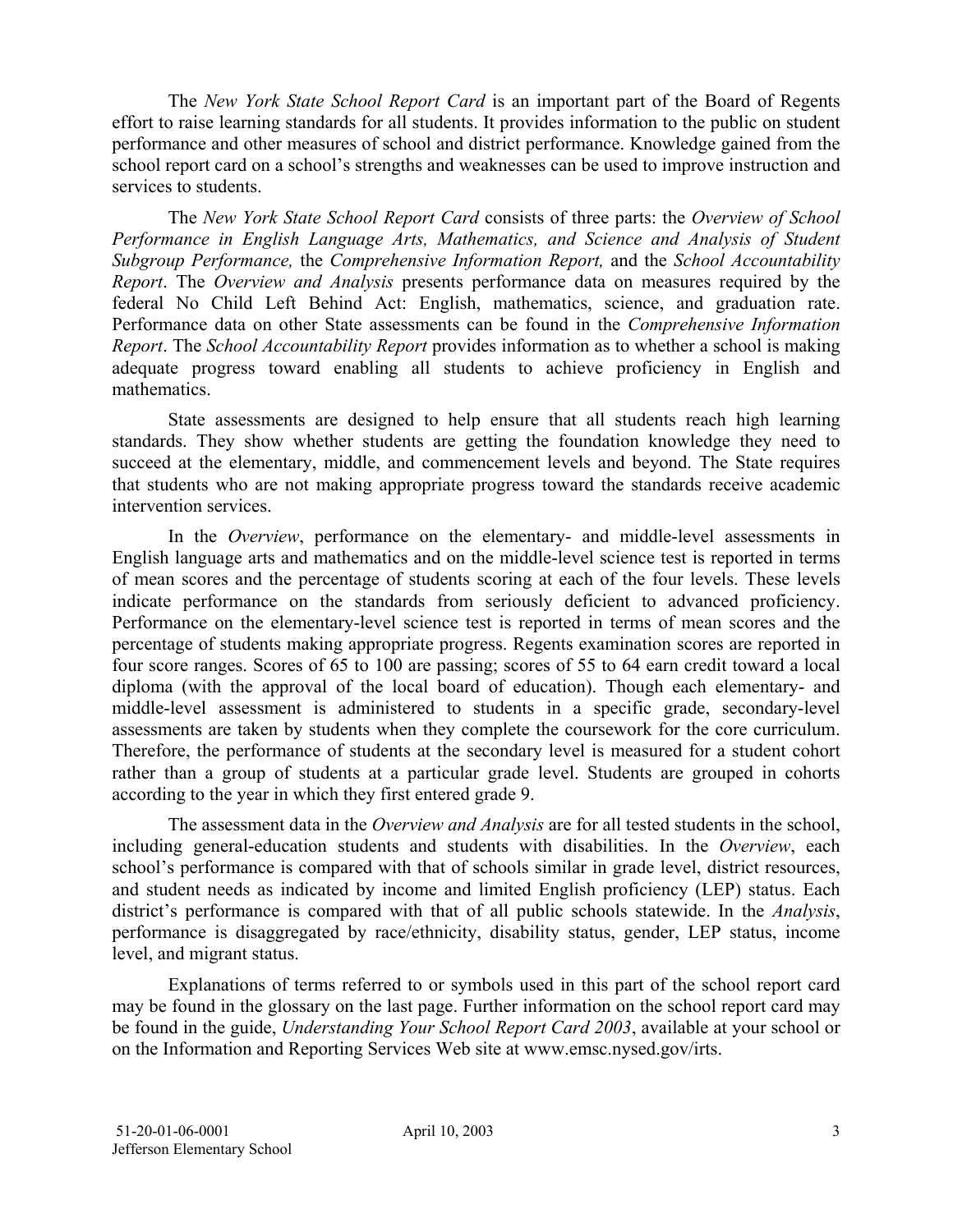The *New York State School Report Card* is an important part of the Board of Regents effort to raise learning standards for all students. It provides information to the public on student performance and other measures of school and district performance. Knowledge gained from the school report card on a school's strengths and weaknesses can be used to improve instruction and services to students.

The *New York State School Report Card* consists of three parts: the *Overview of School Performance in English Language Arts, Mathematics, and Science and Analysis of Student Subgroup Performance,* the *Comprehensive Information Report,* and the *School Accountability Report*. The *Overview and Analysis* presents performance data on measures required by the federal No Child Left Behind Act: English, mathematics, science, and graduation rate. Performance data on other State assessments can be found in the *Comprehensive Information Report*. The *School Accountability Report* provides information as to whether a school is making adequate progress toward enabling all students to achieve proficiency in English and mathematics.

State assessments are designed to help ensure that all students reach high learning standards. They show whether students are getting the foundation knowledge they need to succeed at the elementary, middle, and commencement levels and beyond. The State requires that students who are not making appropriate progress toward the standards receive academic intervention services.

In the *Overview*, performance on the elementary- and middle-level assessments in English language arts and mathematics and on the middle-level science test is reported in terms of mean scores and the percentage of students scoring at each of the four levels. These levels indicate performance on the standards from seriously deficient to advanced proficiency. Performance on the elementary-level science test is reported in terms of mean scores and the percentage of students making appropriate progress. Regents examination scores are reported in four score ranges. Scores of 65 to 100 are passing; scores of 55 to 64 earn credit toward a local diploma (with the approval of the local board of education). Though each elementary- and middle-level assessment is administered to students in a specific grade, secondary-level assessments are taken by students when they complete the coursework for the core curriculum. Therefore, the performance of students at the secondary level is measured for a student cohort rather than a group of students at a particular grade level. Students are grouped in cohorts according to the year in which they first entered grade 9.

The assessment data in the *Overview and Analysis* are for all tested students in the school, including general-education students and students with disabilities. In the *Overview*, each school's performance is compared with that of schools similar in grade level, district resources, and student needs as indicated by income and limited English proficiency (LEP) status. Each district's performance is compared with that of all public schools statewide. In the *Analysis*, performance is disaggregated by race/ethnicity, disability status, gender, LEP status, income level, and migrant status.

Explanations of terms referred to or symbols used in this part of the school report card may be found in the glossary on the last page. Further information on the school report card may be found in the guide, *Understanding Your School Report Card 2003*, available at your school or on the Information and Reporting Services Web site at www.emsc.nysed.gov/irts.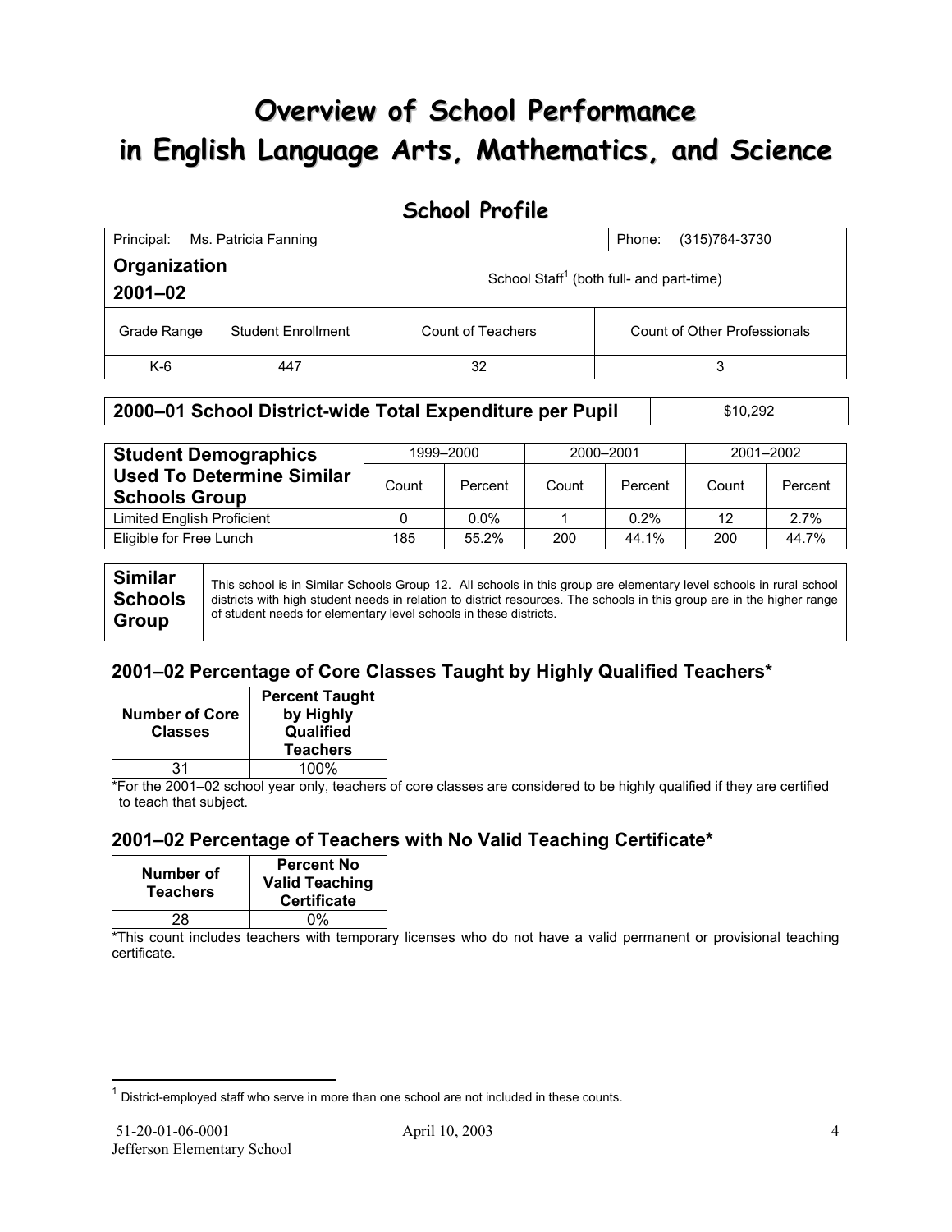# Overview of School Performance in English Language Arts, Mathematics, and Science

## School Profile

| Principal: Ms. Patricia Fanning | | | Phone: (315)764-3730 |
|---|---|---|---|
| **Organization 2001–02** | | School Staff[1] (both full- and part-time) | |
| Grade Range | Student Enrollment | Count of Teachers | Count of Other Professionals |
| K-6 | 447 | 32 | 3 |

| **2000–01 School District-wide Total Expenditure per Pupil** | $10,292 |
|---|---|

| **Student Demographics Used To Determine Similar Schools Group** | 1999–2000 | | 2000–2001 | | 2001–2002 | |
|---|---|---|---|---|---|---|
| | Count | Percent | Count | Percent | Count | Percent |
| Limited English Proficient | 0 | 0.0% | 1 | 0.2% | 12 | 2.7% |
| Eligible for Free Lunch | 185 | 55.2% | 200 | 44.1% | 200 | 44.7% |

| **Similar Schools Group** | This school is in Similar Schools Group 12. All schools in this group are elementary level schools in rural school districts with high student needs in relation to district resources. The schools in this group are in the higher range of student needs for elementary level schools in these districts. |
|---|---|

### 2001–02 Percentage of Core Classes Taught by Highly Qualified Teachers*

| Number of Core Classes | Percent Taught by Highly Qualified Teachers |
|---|---|
| 31 | 100% |

*For the 2001–02 school year only, teachers of core classes are considered to be highly qualified if they are certified to teach that subject.

### 2001–02 Percentage of Teachers with No Valid Teaching Certificate*

| Number of Teachers | Percent No Valid Teaching Certificate |
|---|---|
| 28 | 0% |

*This count includes teachers with temporary licenses who do not have a valid permanent or provisional teaching certificate.

[1] District-employed staff who serve in more than one school are not included in these counts.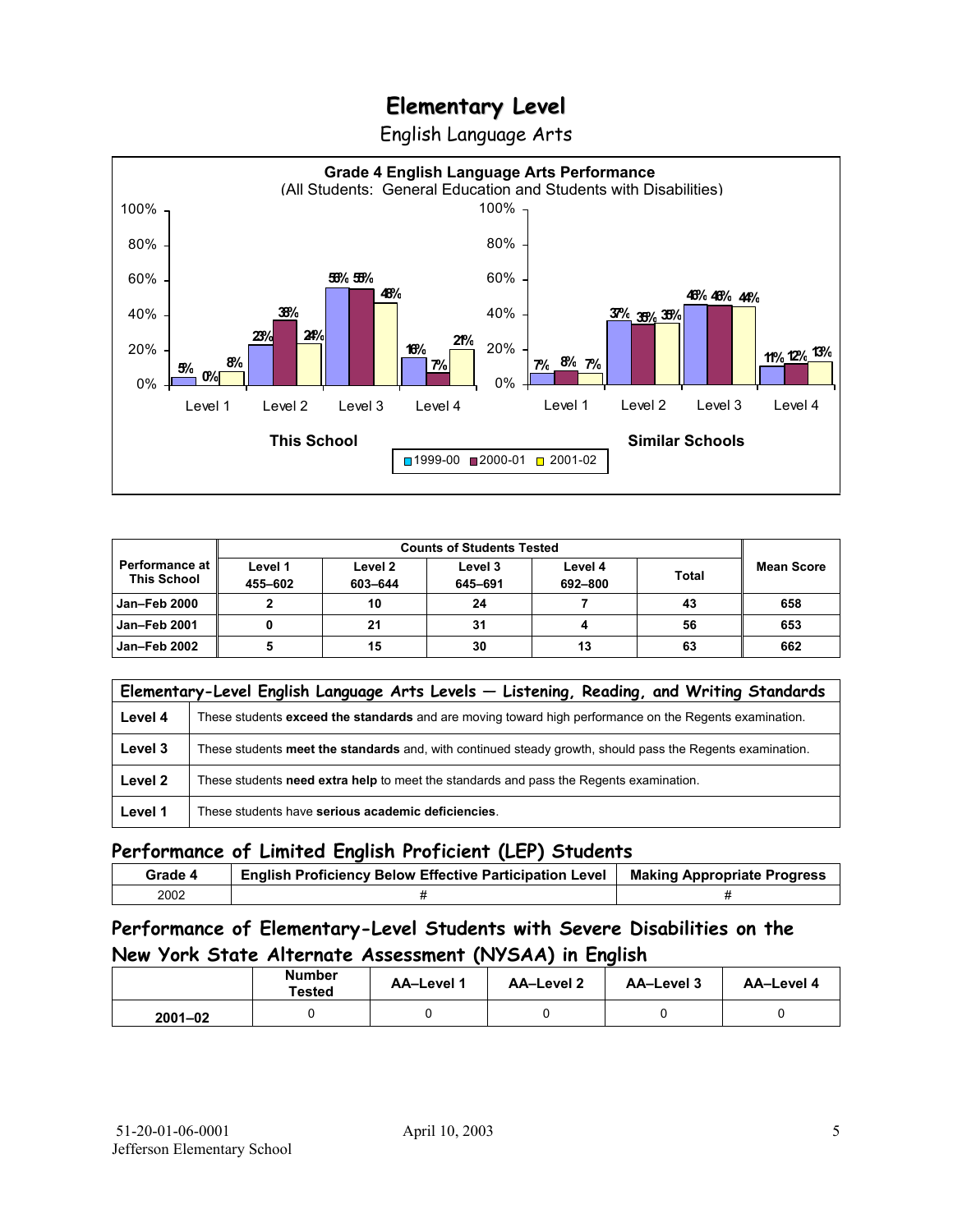# Elementary Level

English Language Arts

**Grade 4 English Language Arts Performance**
(All Students: General Education and Students with Disabilities)

| | This School 1999-00 | This School 2000-01 | This School 2001-02 | Similar Schools 1999-00 | Similar Schools 2000-01 | Similar Schools 2001-02 |
|---|---|---|---|---|---|---|
| Level 1 | 5% | 0% | 8% | 7% | 8% | 7% |
| Level 2 | 23% | 38% | 24% | 37% | 35% | 35% |
| Level 3 | 56% | 55% | 48% | 46% | 46% | 44% |
| Level 4 | 16% | 7% | 21% | 11% | 12% | 13% |

| Performance at This School | Counts of Students Tested | | | | | Mean Score |
|---|---|---|---|---|---|---|
| | Level 1 455–602 | Level 2 603–644 | Level 3 645–691 | Level 4 692–800 | Total | |
| Jan–Feb 2000 | 2 | 10 | 24 | 7 | 43 | 658 |
| Jan–Feb 2001 | 0 | 21 | 31 | 4 | 56 | 653 |
| Jan–Feb 2002 | 5 | 15 | 30 | 13 | 63 | 662 |

| Elementary-Level English Language Arts Levels — Listening, Reading, and Writing Standards | |
|---|---|
| Level 4 | These students **exceed the standards** and are moving toward high performance on the Regents examination. |
| Level 3 | These students **meet the standards** and, with continued steady growth, should pass the Regents examination. |
| Level 2 | These students **need extra help** to meet the standards and pass the Regents examination. |
| Level 1 | These students have **serious academic deficiencies**. |

## Performance of Limited English Proficient (LEP) Students

| Grade 4 | English Proficiency Below Effective Participation Level | Making Appropriate Progress |
|---|---|---|
| 2002 | # | # |

## Performance of Elementary-Level Students with Severe Disabilities on the New York State Alternate Assessment (NYSAA) in English

| | Number Tested | AA–Level 1 | AA–Level 2 | AA–Level 3 | AA–Level 4 |
|---|---|---|---|---|---|
| 2001–02 | 0 | 0 | 0 | 0 | 0 |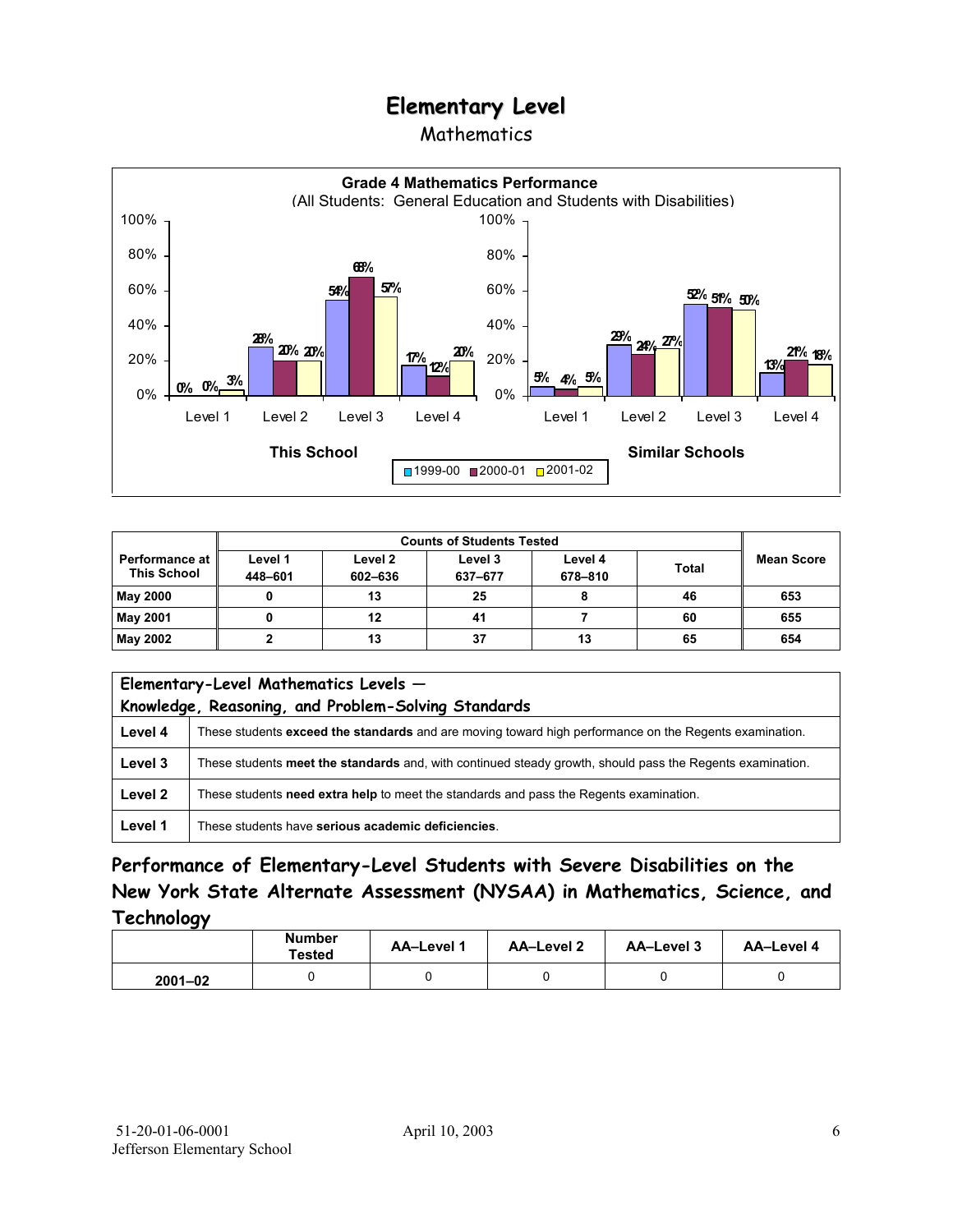# Elementary Level

## Mathematics

**Grade 4 Mathematics Performance**
(All Students: General Education and Students with Disabilities)

| | This School 1999-00 | This School 2000-01 | This School 2001-02 | Similar Schools 1999-00 | Similar Schools 2000-01 | Similar Schools 2001-02 |
|---|---|---|---|---|---|---|
| Level 1 | 0% | 0% | 3% | 5% | 4% | 5% |
| Level 2 | 28% | 20% | 20% | 29% | 24% | 27% |
| Level 3 | 54% | 68% | 57% | 52% | 51% | 50% |
| Level 4 | 17% | 12% | 20% | 13% | 21% | 18% |

| Performance at This School | Counts of Students Tested | | | | | Mean Score |
|---|---|---|---|---|---|---|
| | Level 1 448–601 | Level 2 602–636 | Level 3 637–677 | Level 4 678–810 | Total | |
| May 2000 | 0 | 13 | 25 | 8 | 46 | 653 |
| May 2001 | 0 | 12 | 41 | 7 | 60 | 655 |
| May 2002 | 2 | 13 | 37 | 13 | 65 | 654 |

| Elementary-Level Mathematics Levels — Knowledge, Reasoning, and Problem-Solving Standards | |
|---|---|
| Level 4 | These students **exceed the standards** and are moving toward high performance on the Regents examination. |
| Level 3 | These students **meet the standards** and, with continued steady growth, should pass the Regents examination. |
| Level 2 | These students **need extra help** to meet the standards and pass the Regents examination. |
| Level 1 | These students have **serious academic deficiencies**. |

## Performance of Elementary-Level Students with Severe Disabilities on the New York State Alternate Assessment (NYSAA) in Mathematics, Science, and Technology

| | Number Tested | AA–Level 1 | AA–Level 2 | AA–Level 3 | AA–Level 4 |
|---|---|---|---|---|---|
| 2001–02 | 0 | 0 | 0 | 0 | 0 |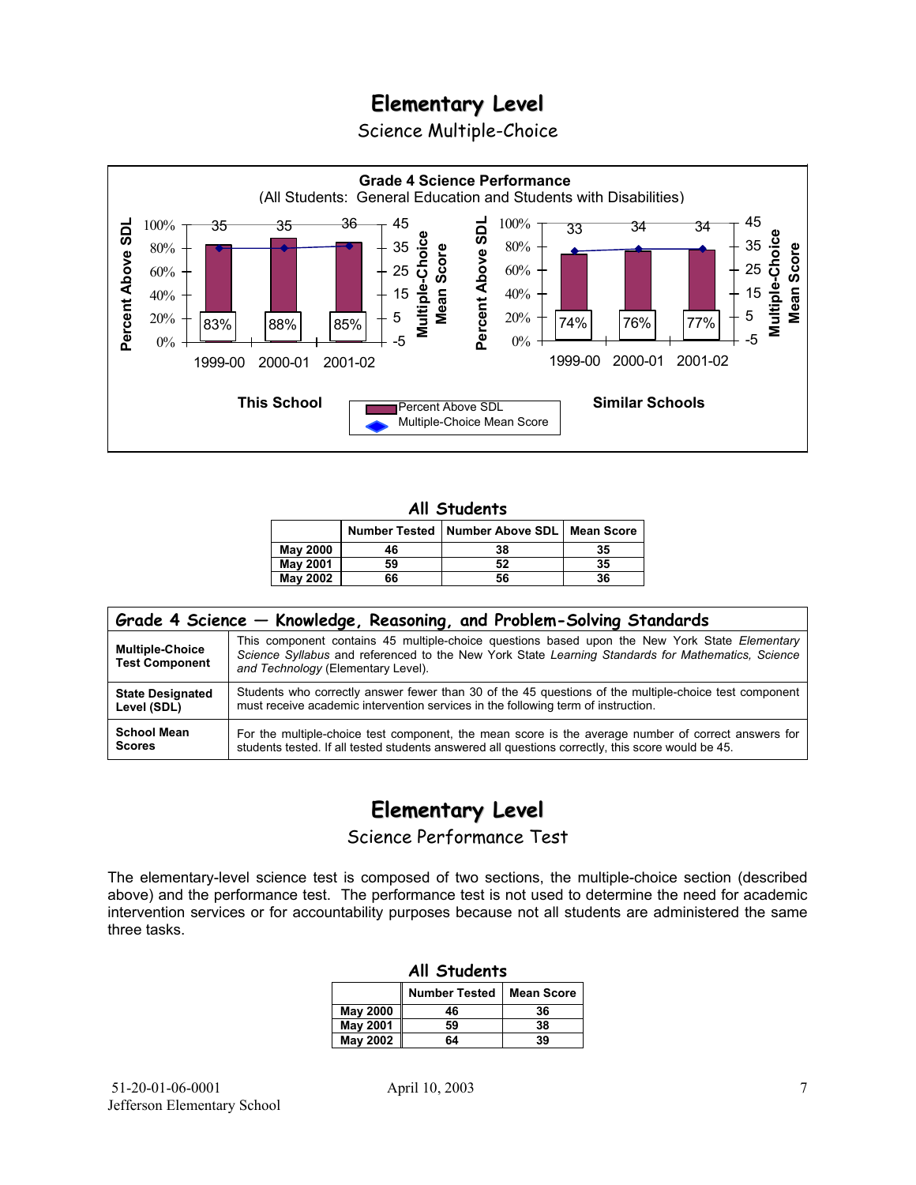# Elementary Level

## Science Multiple-Choice

**Grade 4 Science Performance**
(All Students: General Education and Students with Disabilities)

**This School**

| | 1999-00 | 2000-01 | 2001-02 |
|---|---|---|---|
| Percent Above SDL | 83% | 88% | 85% |
| Multiple-Choice Mean Score | 35 | 35 | 36 |

**Similar Schools**

| | 1999-00 | 2000-01 | 2001-02 |
|---|---|---|---|
| Percent Above SDL | 74% | 76% | 77% |
| Multiple-Choice Mean Score | 33 | 34 | 34 |

### All Students

| | Number Tested | Number Above SDL | Mean Score |
|---|---|---|---|
| **May 2000** | 46 | 38 | 35 |
| **May 2001** | 59 | 52 | 35 |
| **May 2002** | 66 | 56 | 36 |

| Grade 4 Science — Knowledge, Reasoning, and Problem-Solving Standards | |
|---|---|
| **Multiple-Choice Test Component** | This component contains 45 multiple-choice questions based upon the New York State *Elementary Science Syllabus* and referenced to the New York State *Learning Standards for Mathematics, Science and Technology* (Elementary Level). |
| **State Designated Level (SDL)** | Students who correctly answer fewer than 30 of the 45 questions of the multiple-choice test component must receive academic intervention services in the following term of instruction. |
| **School Mean Scores** | For the multiple-choice test component, the mean score is the average number of correct answers for students tested. If all tested students answered all questions correctly, this score would be 45. |

# Elementary Level

## Science Performance Test

The elementary-level science test is composed of two sections, the multiple-choice section (described above) and the performance test. The performance test is not used to determine the need for academic intervention services or for accountability purposes because not all students are administered the same three tasks.

### All Students

| | Number Tested | Mean Score |
|---|---|---|
| **May 2000** | 46 | 36 |
| **May 2001** | 59 | 38 |
| **May 2002** | 64 | 39 |

51-20-01-06-0001
Jefferson Elementary School

April 10, 2003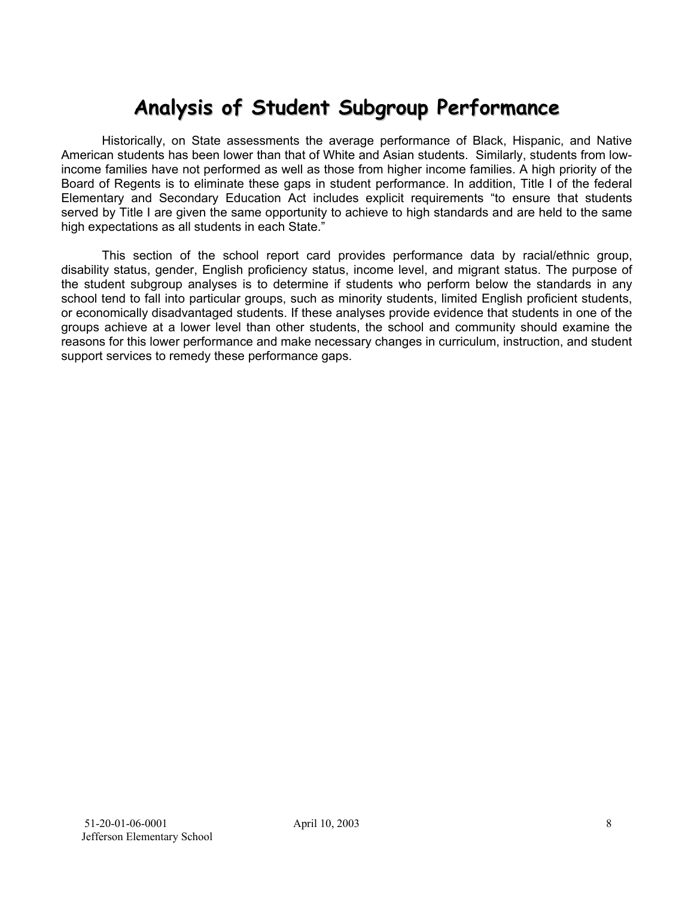# Analysis of Student Subgroup Performance

Historically, on State assessments the average performance of Black, Hispanic, and Native American students has been lower than that of White and Asian students. Similarly, students from low-income families have not performed as well as those from higher income families. A high priority of the Board of Regents is to eliminate these gaps in student performance. In addition, Title I of the federal Elementary and Secondary Education Act includes explicit requirements "to ensure that students served by Title I are given the same opportunity to achieve to high standards and are held to the same high expectations as all students in each State."

This section of the school report card provides performance data by racial/ethnic group, disability status, gender, English proficiency status, income level, and migrant status. The purpose of the student subgroup analyses is to determine if students who perform below the standards in any school tend to fall into particular groups, such as minority students, limited English proficient students, or economically disadvantaged students. If these analyses provide evidence that students in one of the groups achieve at a lower level than other students, the school and community should examine the reasons for this lower performance and make necessary changes in curriculum, instruction, and student support services to remedy these performance gaps.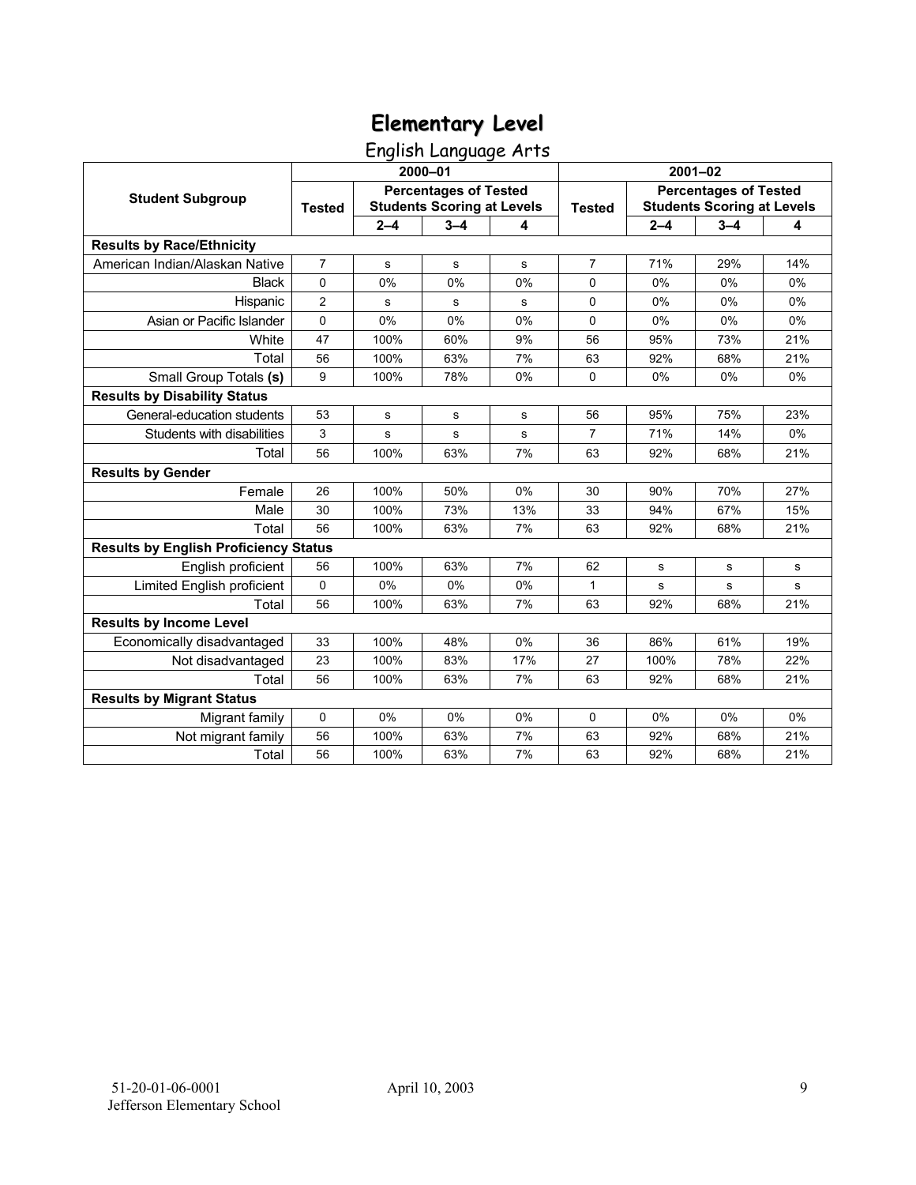# Elementary Level

## English Language Arts

| Student Subgroup | 2000–01 | | | | 2001–02 | | | |
|---|---|---|---|---|---|---|---|---|
| | Tested | Percentages of Tested Students Scoring at Levels | | | Tested | Percentages of Tested Students Scoring at Levels | | |
| | | 2–4 | 3–4 | 4 | | 2–4 | 3–4 | 4 |
| **Results by Race/Ethnicity** | | | | | | | | |
| American Indian/Alaskan Native | 7 | s | s | s | 7 | 71% | 29% | 14% |
| Black | 0 | 0% | 0% | 0% | 0 | 0% | 0% | 0% |
| Hispanic | 2 | s | s | s | 0 | 0% | 0% | 0% |
| Asian or Pacific Islander | 0 | 0% | 0% | 0% | 0 | 0% | 0% | 0% |
| White | 47 | 100% | 60% | 9% | 56 | 95% | 73% | 21% |
| Total | 56 | 100% | 63% | 7% | 63 | 92% | 68% | 21% |
| Small Group Totals **(s)** | 9 | 100% | 78% | 0% | 0 | 0% | 0% | 0% |
| **Results by Disability Status** | | | | | | | | |
| General-education students | 53 | s | s | s | 56 | 95% | 75% | 23% |
| Students with disabilities | 3 | s | s | s | 7 | 71% | 14% | 0% |
| Total | 56 | 100% | 63% | 7% | 63 | 92% | 68% | 21% |
| **Results by Gender** | | | | | | | | |
| Female | 26 | 100% | 50% | 0% | 30 | 90% | 70% | 27% |
| Male | 30 | 100% | 73% | 13% | 33 | 94% | 67% | 15% |
| Total | 56 | 100% | 63% | 7% | 63 | 92% | 68% | 21% |
| **Results by English Proficiency Status** | | | | | | | | |
| English proficient | 56 | 100% | 63% | 7% | 62 | s | s | s |
| Limited English proficient | 0 | 0% | 0% | 0% | 1 | s | s | s |
| Total | 56 | 100% | 63% | 7% | 63 | 92% | 68% | 21% |
| **Results by Income Level** | | | | | | | | |
| Economically disadvantaged | 33 | 100% | 48% | 0% | 36 | 86% | 61% | 19% |
| Not disadvantaged | 23 | 100% | 83% | 17% | 27 | 100% | 78% | 22% |
| Total | 56 | 100% | 63% | 7% | 63 | 92% | 68% | 21% |
| **Results by Migrant Status** | | | | | | | | |
| Migrant family | 0 | 0% | 0% | 0% | 0 | 0% | 0% | 0% |
| Not migrant family | 56 | 100% | 63% | 7% | 63 | 92% | 68% | 21% |
| Total | 56 | 100% | 63% | 7% | 63 | 92% | 68% | 21% |

51-20-01-06-0001
Jefferson Elementary School

April 10, 2003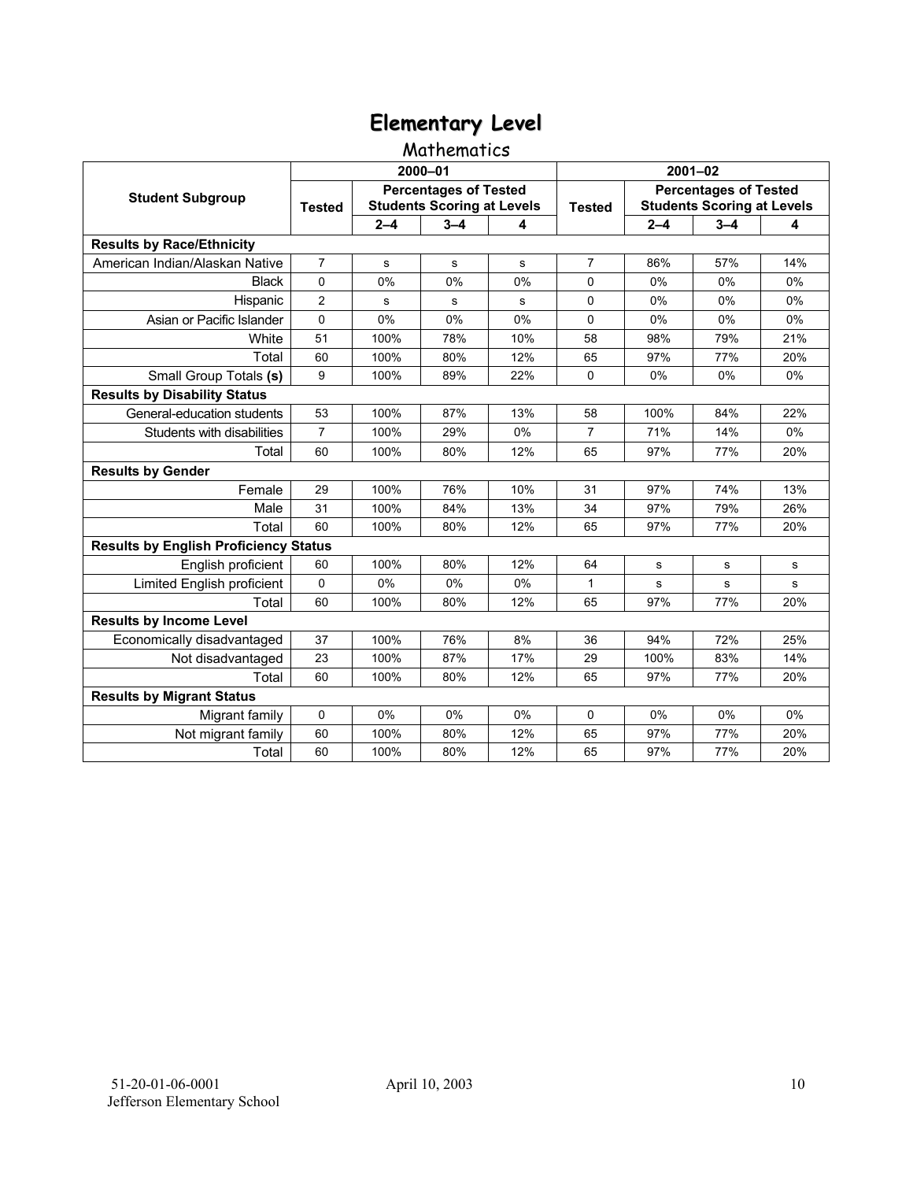# Elementary Level

## Mathematics

| Student Subgroup | 2000–01 | | | | 2001–02 | | | |
|---|---|---|---|---|---|---|---|---|
| | Tested | Percentages of Tested Students Scoring at Levels | | | Tested | Percentages of Tested Students Scoring at Levels | | |
| | | 2–4 | 3–4 | 4 | | 2–4 | 3–4 | 4 |
| **Results by Race/Ethnicity** | | | | | | | | |
| American Indian/Alaskan Native | 7 | s | s | s | 7 | 86% | 57% | 14% |
| Black | 0 | 0% | 0% | 0% | 0 | 0% | 0% | 0% |
| Hispanic | 2 | s | s | s | 0 | 0% | 0% | 0% |
| Asian or Pacific Islander | 0 | 0% | 0% | 0% | 0 | 0% | 0% | 0% |
| White | 51 | 100% | 78% | 10% | 58 | 98% | 79% | 21% |
| Total | 60 | 100% | 80% | 12% | 65 | 97% | 77% | 20% |
| Small Group Totals **(s)** | 9 | 100% | 89% | 22% | 0 | 0% | 0% | 0% |
| **Results by Disability Status** | | | | | | | | |
| General-education students | 53 | 100% | 87% | 13% | 58 | 100% | 84% | 22% |
| Students with disabilities | 7 | 100% | 29% | 0% | 7 | 71% | 14% | 0% |
| Total | 60 | 100% | 80% | 12% | 65 | 97% | 77% | 20% |
| **Results by Gender** | | | | | | | | |
| Female | 29 | 100% | 76% | 10% | 31 | 97% | 74% | 13% |
| Male | 31 | 100% | 84% | 13% | 34 | 97% | 79% | 26% |
| Total | 60 | 100% | 80% | 12% | 65 | 97% | 77% | 20% |
| **Results by English Proficiency Status** | | | | | | | | |
| English proficient | 60 | 100% | 80% | 12% | 64 | s | s | s |
| Limited English proficient | 0 | 0% | 0% | 0% | 1 | s | s | s |
| Total | 60 | 100% | 80% | 12% | 65 | 97% | 77% | 20% |
| **Results by Income Level** | | | | | | | | |
| Economically disadvantaged | 37 | 100% | 76% | 8% | 36 | 94% | 72% | 25% |
| Not disadvantaged | 23 | 100% | 87% | 17% | 29 | 100% | 83% | 14% |
| Total | 60 | 100% | 80% | 12% | 65 | 97% | 77% | 20% |
| **Results by Migrant Status** | | | | | | | | |
| Migrant family | 0 | 0% | 0% | 0% | 0 | 0% | 0% | 0% |
| Not migrant family | 60 | 100% | 80% | 12% | 65 | 97% | 77% | 20% |
| Total | 60 | 100% | 80% | 12% | 65 | 97% | 77% | 20% |

51-20-01-06-0001
Jefferson Elementary School

April 10, 2003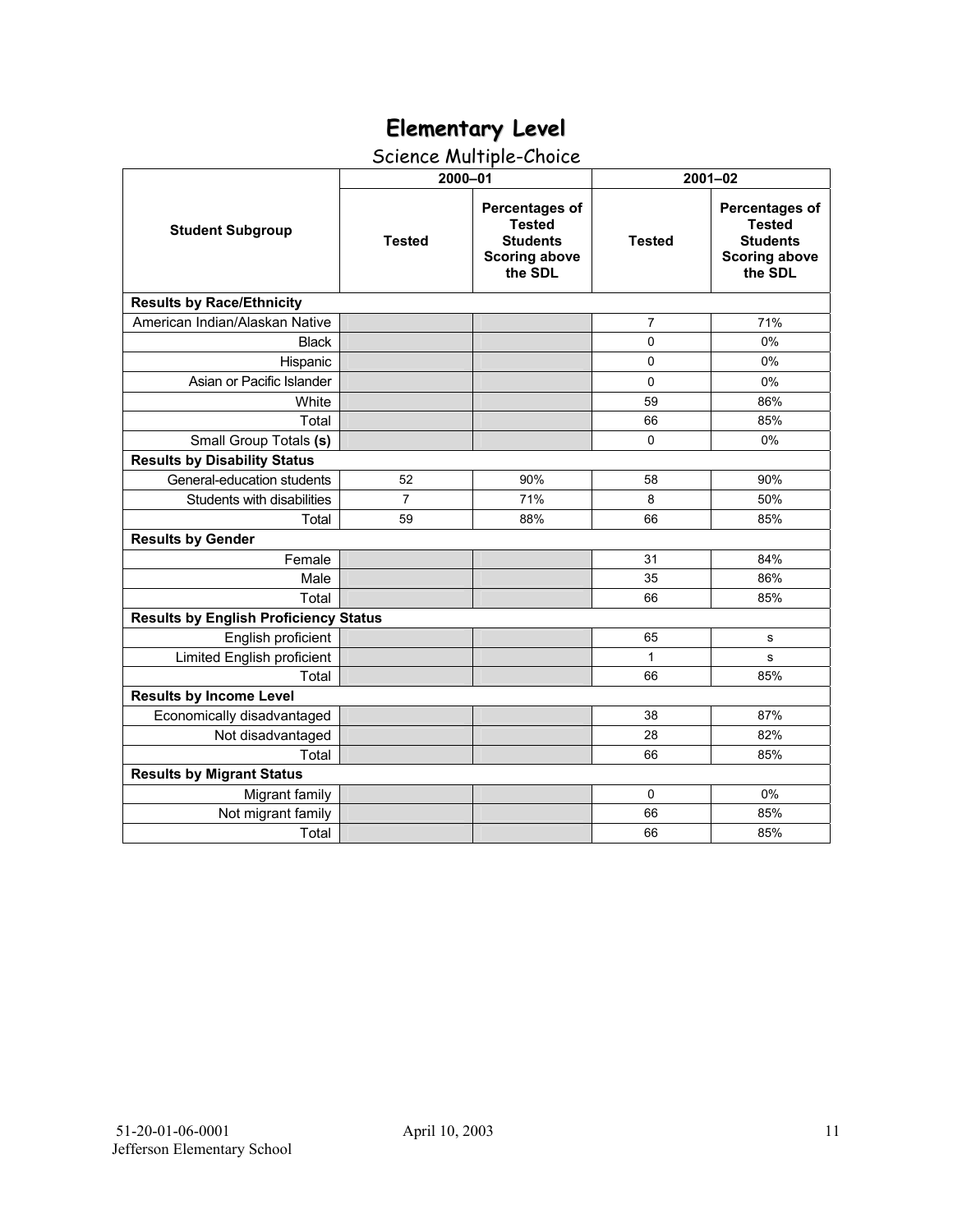# Elementary Level

## Science Multiple-Choice

| Student Subgroup | 2000–01 | | 2001–02 | |
|---|---|---|---|---|
| | Tested | Percentages of Tested Students Scoring above the SDL | Tested | Percentages of Tested Students Scoring above the SDL |
| **Results by Race/Ethnicity** | | | | |
| American Indian/Alaskan Native | | | 7 | 71% |
| Black | | | 0 | 0% |
| Hispanic | | | 0 | 0% |
| Asian or Pacific Islander | | | 0 | 0% |
| White | | | 59 | 86% |
| Total | | | 66 | 85% |
| Small Group Totals **(s)** | | | 0 | 0% |
| **Results by Disability Status** | | | | |
| General-education students | 52 | 90% | 58 | 90% |
| Students with disabilities | 7 | 71% | 8 | 50% |
| Total | 59 | 88% | 66 | 85% |
| **Results by Gender** | | | | |
| Female | | | 31 | 84% |
| Male | | | 35 | 86% |
| Total | | | 66 | 85% |
| **Results by English Proficiency Status** | | | | |
| English proficient | | | 65 | s |
| Limited English proficient | | | 1 | s |
| Total | | | 66 | 85% |
| **Results by Income Level** | | | | |
| Economically disadvantaged | | | 38 | 87% |
| Not disadvantaged | | | 28 | 82% |
| Total | | | 66 | 85% |
| **Results by Migrant Status** | | | | |
| Migrant family | | | 0 | 0% |
| Not migrant family | | | 66 | 85% |
| Total | | | 66 | 85% |

51-20-01-06-0001
Jefferson Elementary School

April 10, 2003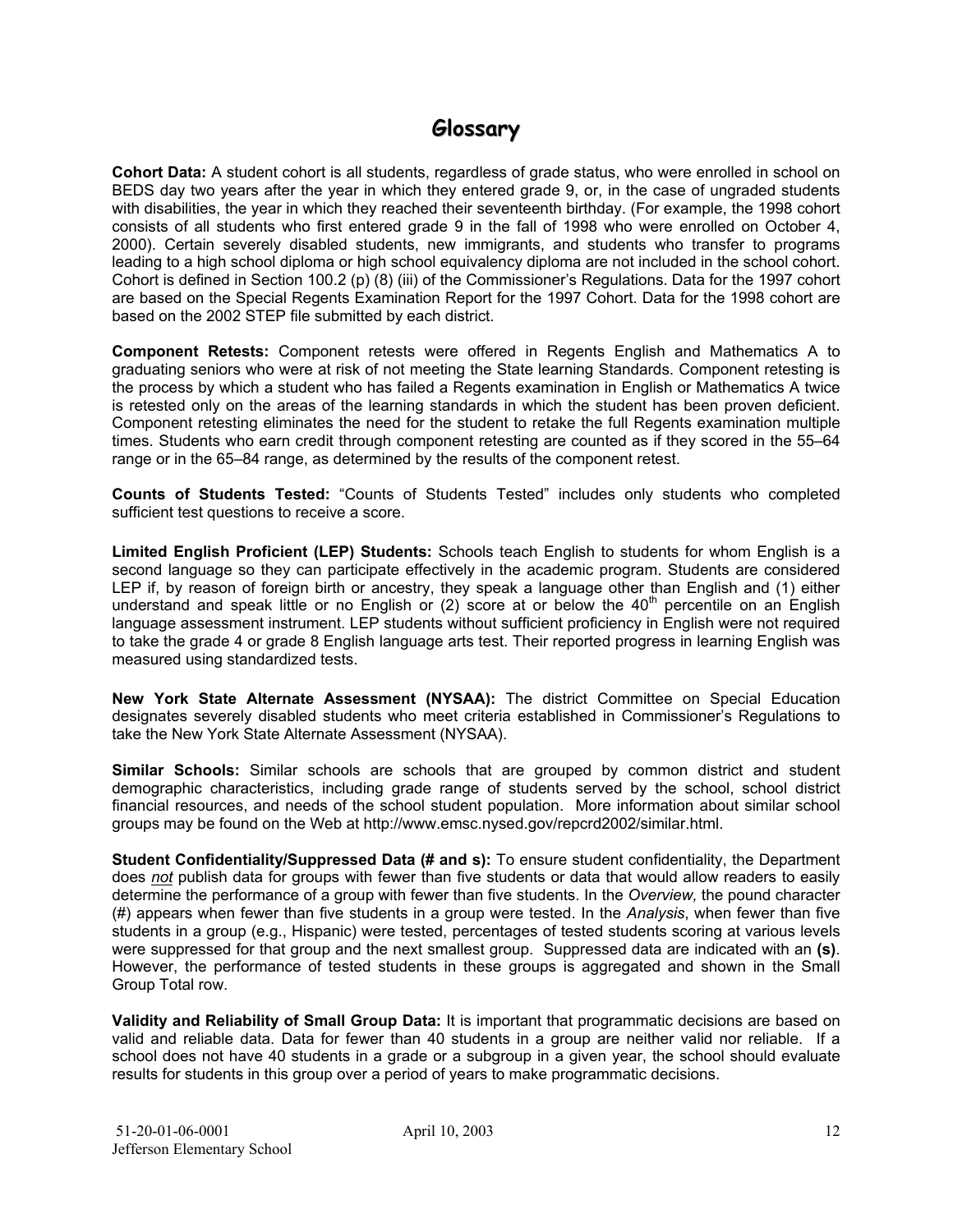# Glossary

**Cohort Data:** A student cohort is all students, regardless of grade status, who were enrolled in school on BEDS day two years after the year in which they entered grade 9, or, in the case of ungraded students with disabilities, the year in which they reached their seventeenth birthday. (For example, the 1998 cohort consists of all students who first entered grade 9 in the fall of 1998 who were enrolled on October 4, 2000). Certain severely disabled students, new immigrants, and students who transfer to programs leading to a high school diploma or high school equivalency diploma are not included in the school cohort. Cohort is defined in Section 100.2 (p) (8) (iii) of the Commissioner's Regulations. Data for the 1997 cohort are based on the Special Regents Examination Report for the 1997 Cohort. Data for the 1998 cohort are based on the 2002 STEP file submitted by each district.

**Component Retests:** Component retests were offered in Regents English and Mathematics A to graduating seniors who were at risk of not meeting the State learning Standards. Component retesting is the process by which a student who has failed a Regents examination in English or Mathematics A twice is retested only on the areas of the learning standards in which the student has been proven deficient. Component retesting eliminates the need for the student to retake the full Regents examination multiple times. Students who earn credit through component retesting are counted as if they scored in the 55–64 range or in the 65–84 range, as determined by the results of the component retest.

**Counts of Students Tested:** "Counts of Students Tested" includes only students who completed sufficient test questions to receive a score.

**Limited English Proficient (LEP) Students:** Schools teach English to students for whom English is a second language so they can participate effectively in the academic program. Students are considered LEP if, by reason of foreign birth or ancestry, they speak a language other than English and (1) either understand and speak little or no English or (2) score at or below the 40th percentile on an English language assessment instrument. LEP students without sufficient proficiency in English were not required to take the grade 4 or grade 8 English language arts test. Their reported progress in learning English was measured using standardized tests.

**New York State Alternate Assessment (NYSAA):** The district Committee on Special Education designates severely disabled students who meet criteria established in Commissioner's Regulations to take the New York State Alternate Assessment (NYSAA).

**Similar Schools:** Similar schools are schools that are grouped by common district and student demographic characteristics, including grade range of students served by the school, school district financial resources, and needs of the school student population. More information about similar school groups may be found on the Web at http://www.emsc.nysed.gov/repcrd2002/similar.html.

**Student Confidentiality/Suppressed Data (# and s):** To ensure student confidentiality, the Department does *not* publish data for groups with fewer than five students or data that would allow readers to easily determine the performance of a group with fewer than five students. In the *Overview,* the pound character (#) appears when fewer than five students in a group were tested. In the *Analysis*, when fewer than five students in a group (e.g., Hispanic) were tested, percentages of tested students scoring at various levels were suppressed for that group and the next smallest group. Suppressed data are indicated with an **(s)**. However, the performance of tested students in these groups is aggregated and shown in the Small Group Total row.

**Validity and Reliability of Small Group Data:** It is important that programmatic decisions are based on valid and reliable data. Data for fewer than 40 students in a group are neither valid nor reliable. If a school does not have 40 students in a grade or a subgroup in a given year, the school should evaluate results for students in this group over a period of years to make programmatic decisions.